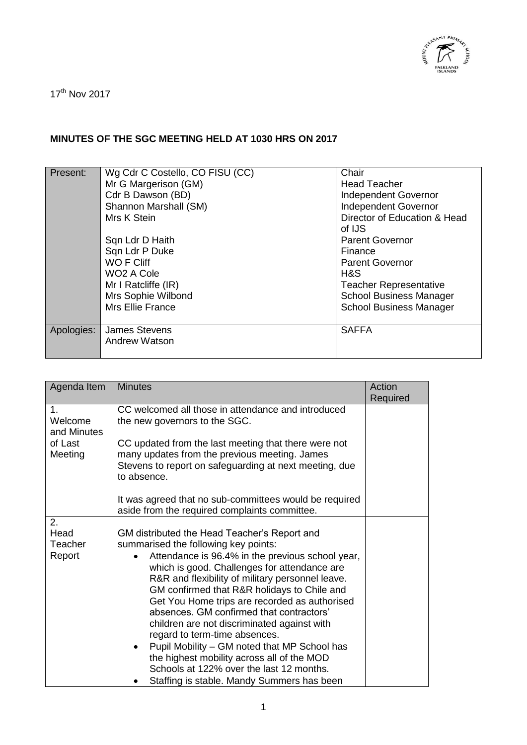17th Nov 2017

**MINUTES OF THE SGC MEETING HELD AT 1030 HRS ON 2017**

| Present: | Wg Cdr C Costello, CO FISU (CC)<br>Mr G Margerison (GM)<br>Cdr B Dawson (BD)<br>Shannon Marshall (SM)<br>Mrs K Stein<br><br>Sqn Ldr D Haith<br>Sqn Ldr P Duke<br>WO F Cliff<br>WO2 A Cole<br>Mr I Ratcliffe (IR)<br>Mrs Sophie Wilbond<br>Mrs Ellie France | Chair<br>Head Teacher<br>Independent Governor<br>Independent Governor<br>Director of Education & Head of IJS<br>Parent Governor<br>Finance<br>Parent Governor<br>H&S<br>Teacher Representative<br>School Business Manager<br>School Business Manager |
|---|---|---|
| Apologies: | James Stevens<br>Andrew Watson | SAFFA |

| Agenda Item | Minutes | Action Required |
|---|---|---|
| 1. Welcome and Minutes of Last Meeting | CC welcomed all those in attendance and introduced the new governors to the SGC.<br><br>CC updated from the last meeting that there were not many updates from the previous meeting. James Stevens to report on safeguarding at next meeting, due to absence.<br><br>It was agreed that no sub-committees would be required aside from the required complaints committee. | |
| 2. Head Teacher Report | GM distributed the Head Teacher's Report and summarised the following key points:<br>• Attendance is 96.4% in the previous school year, which is good. Challenges for attendance are R&R and flexibility of military personnel leave. GM confirmed that R&R holidays to Chile and Get You Home trips are recorded as authorised absences. GM confirmed that contractors' children are not discriminated against with regard to term-time absences.<br>• Pupil Mobility – GM noted that MP School has the highest mobility across all of the MOD Schools at 122% over the last 12 months.<br>• Staffing is stable. Mandy Summers has been | |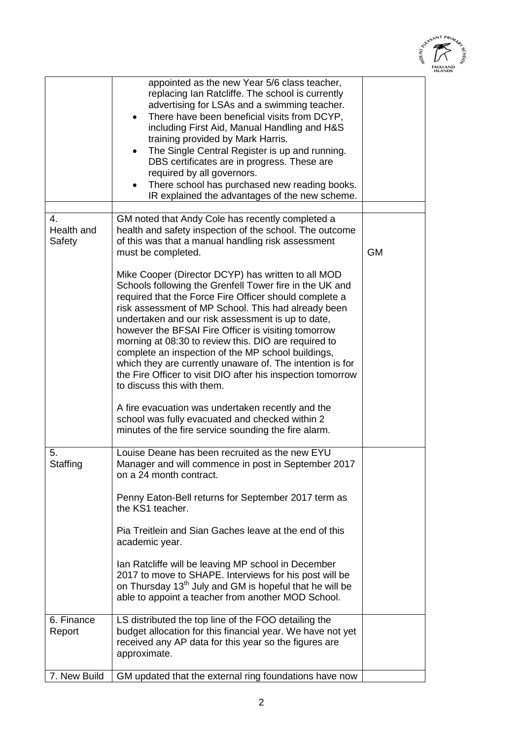| | | |
|---|---|---|
| | appointed as the new Year 5/6 class teacher, replacing Ian Ratcliffe. The school is currently advertising for LSAs and a swimming teacher.<br>• There have been beneficial visits from DCYP, including First Aid, Manual Handling and H&S training provided by Mark Harris.<br>• The Single Central Register is up and running. DBS certificates are in progress. These are required by all governors.<br>• There school has purchased new reading books. IR explained the advantages of the new scheme. | |
| | | |
| 4. Health and Safety | GM noted that Andy Cole has recently completed a health and safety inspection of the school. The outcome of this was that a manual handling risk assessment must be completed.<br><br>Mike Cooper (Director DCYP) has written to all MOD Schools following the Grenfell Tower fire in the UK and required that the Force Fire Officer should complete a risk assessment of MP School. This had already been undertaken and our risk assessment is up to date, however the BFSAI Fire Officer is visiting tomorrow morning at 08:30 to review this. DIO are required to complete an inspection of the MP school buildings, which they are currently unaware of. The intention is for the Fire Officer to visit DIO after his inspection tomorrow to discuss this with them.<br><br>A fire evacuation was undertaken recently and the school was fully evacuated and checked within 2 minutes of the fire service sounding the fire alarm. | GM |
| 5. Staffing | Louise Deane has been recruited as the new EYU Manager and will commence in post in September 2017 on a 24 month contract.<br><br>Penny Eaton-Bell returns for September 2017 term as the KS1 teacher.<br><br>Pia Treitlein and Sian Gaches leave at the end of this academic year.<br><br>Ian Ratcliffe will be leaving MP school in December 2017 to move to SHAPE. Interviews for his post will be on Thursday 13th July and GM is hopeful that he will be able to appoint a teacher from another MOD School. | |
| 6. Finance Report | LS distributed the top line of the FOO detailing the budget allocation for this financial year. We have not yet received any AP data for this year so the figures are approximate. | |
| 7. New Build | GM updated that the external ring foundations have now | |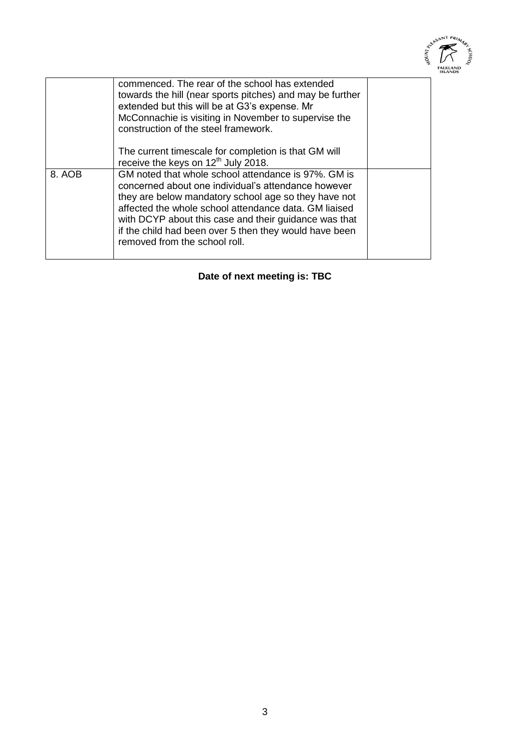| | | |
|---|---|---|
| | commenced. The rear of the school has extended towards the hill (near sports pitches) and may be further extended but this will be at G3's expense. Mr McConnachie is visiting in November to supervise the construction of the steel framework.<br><br>The current timescale for completion is that GM will receive the keys on 12th July 2018. | |
| 8. AOB | GM noted that whole school attendance is 97%. GM is concerned about one individual's attendance however they are below mandatory school age so they have not affected the whole school attendance data. GM liaised with DCYP about this case and their guidance was that if the child had been over 5 then they would have been removed from the school roll. | |

**Date of next meeting is: TBC**